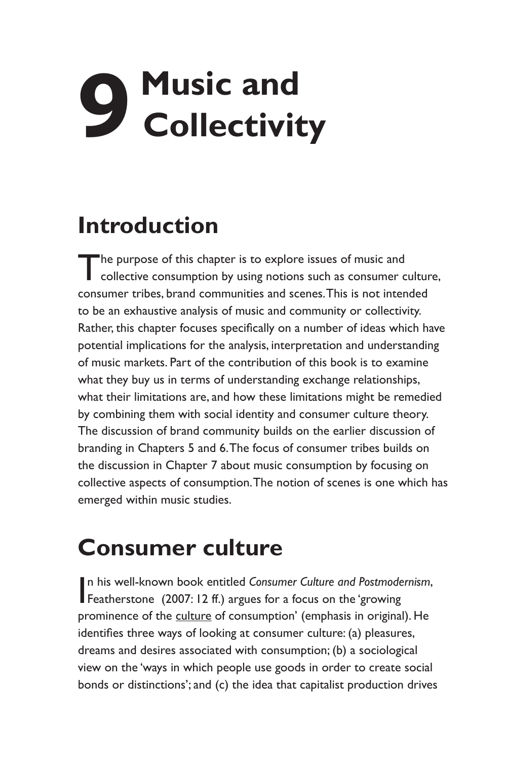# 9 Music and Collectivity

## Introduction

The purpose of this chapter is to explore issues of music and collective consumption by using notions such as consumer culture, consumer tribes, brand communities and scenes. This is not intended to be an exhaustive analysis of music and community or collectivity. Rather, this chapter focuses specifically on a number of ideas which have potential implications for the analysis, interpretation and understanding of music markets. Part of the contribution of this book is to examine what they buy us in terms of understanding exchange relationships, what their limitations are, and how these limitations might be remedied by combining them with social identity and consumer culture theory. The discussion of brand community builds on the earlier discussion of branding in Chapters 5 and 6. The focus of consumer tribes builds on the discussion in Chapter 7 about music consumption by focusing on collective aspects of consumption. The notion of scenes is one which has emerged within music studies.

## Consumer culture

In his well-known book entitled *Consumer Culture and Postmodernism*, Featherstone (2007: 12 ff.) argues for a focus on the 'growing prominence of the <u>culture</u> of consumption' (emphasis in original). He identifies three ways of looking at consumer culture: (a) pleasures, dreams and desires associated with consumption; (b) a sociological view on the 'ways in which people use goods in order to create social bonds or distinctions'; and (c) the idea that capitalist production drives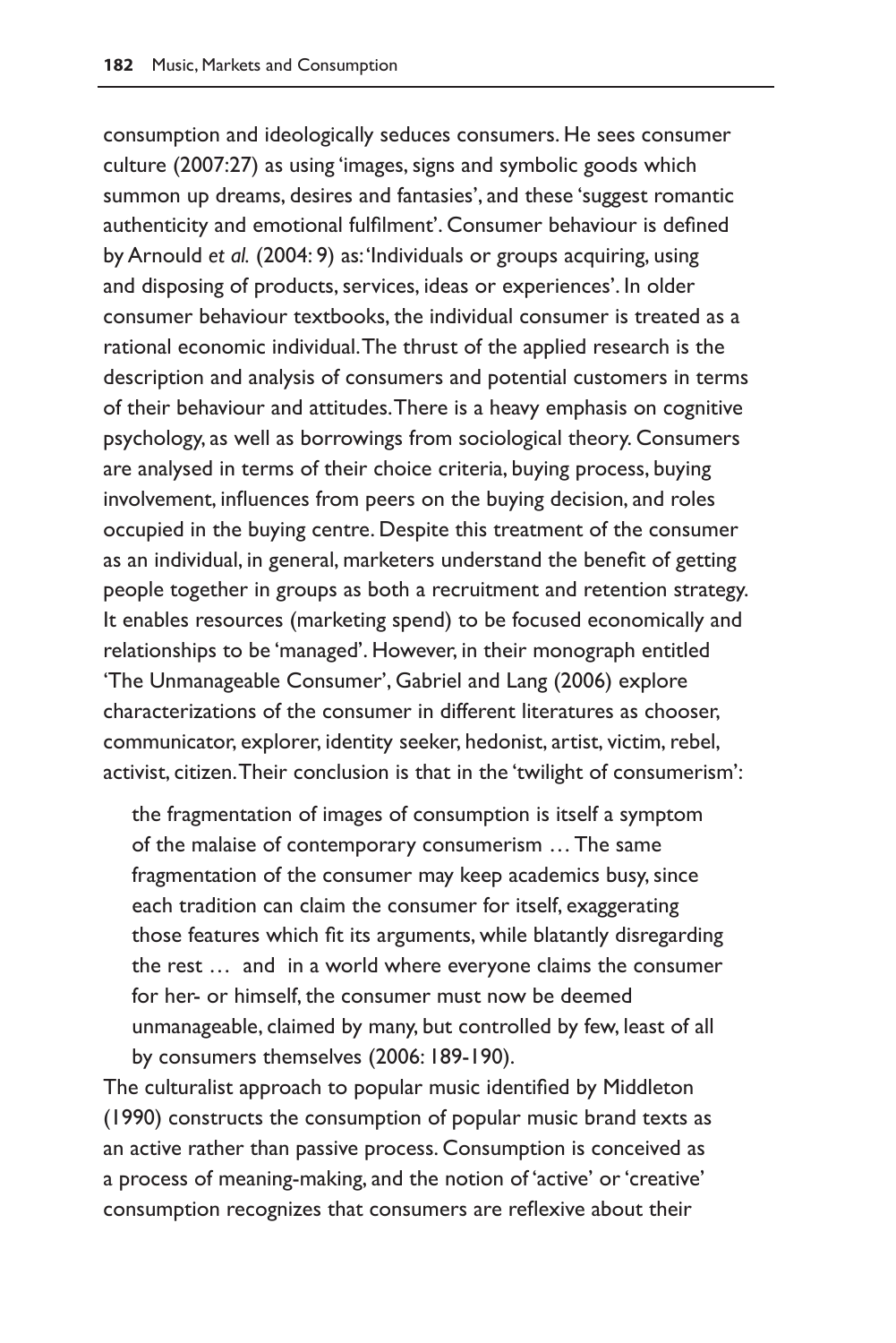consumption and ideologically seduces consumers. He sees consumer culture (2007:27) as using 'images, signs and symbolic goods which summon up dreams, desires and fantasies', and these 'suggest romantic authenticity and emotional fulfilment'. Consumer behaviour is defined by Arnould *et al.* (2004: 9) as: 'Individuals or groups acquiring, using and disposing of products, services, ideas or experiences'. In older consumer behaviour textbooks, the individual consumer is treated as a rational economic individual. The thrust of the applied research is the description and analysis of consumers and potential customers in terms of their behaviour and attitudes. There is a heavy emphasis on cognitive psychology, as well as borrowings from sociological theory. Consumers are analysed in terms of their choice criteria, buying process, buying involvement, influences from peers on the buying decision, and roles occupied in the buying centre. Despite this treatment of the consumer as an individual, in general, marketers understand the benefit of getting people together in groups as both a recruitment and retention strategy. It enables resources (marketing spend) to be focused economically and relationships to be 'managed'. However, in their monograph entitled 'The Unmanageable Consumer', Gabriel and Lang (2006) explore characterizations of the consumer in different literatures as chooser, communicator, explorer, identity seeker, hedonist, artist, victim, rebel, activist, citizen. Their conclusion is that in the 'twilight of consumerism':

> the fragmentation of images of consumption is itself a symptom of the malaise of contemporary consumerism … The same fragmentation of the consumer may keep academics busy, since each tradition can claim the consumer for itself, exaggerating those features which fit its arguments, while blatantly disregarding the rest … and in a world where everyone claims the consumer for her- or himself, the consumer must now be deemed unmanageable, claimed by many, but controlled by few, least of all by consumers themselves (2006: 189-190).

The culturalist approach to popular music identified by Middleton (1990) constructs the consumption of popular music brand texts as an active rather than passive process. Consumption is conceived as a process of meaning-making, and the notion of 'active' or 'creative' consumption recognizes that consumers are reflexive about their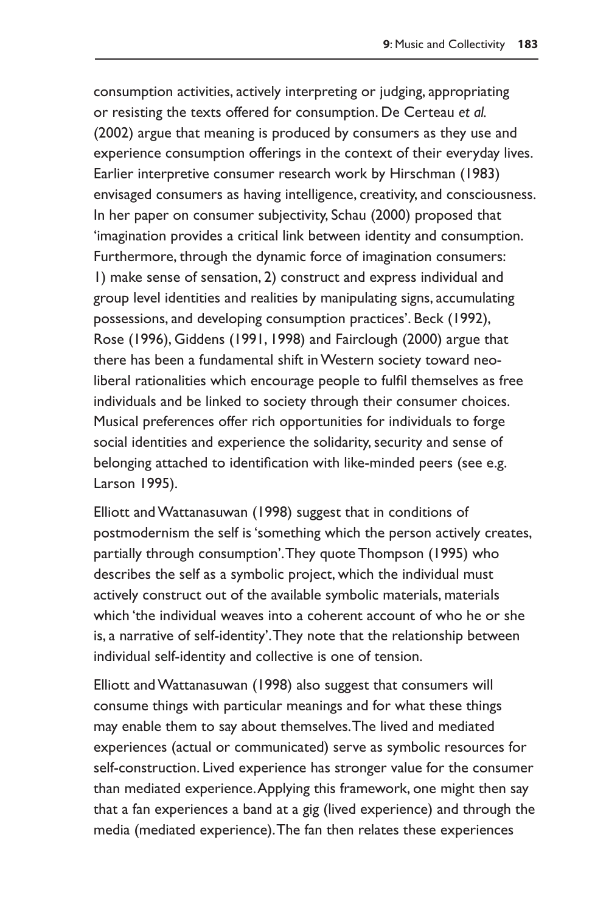consumption activities, actively interpreting or judging, appropriating or resisting the texts offered for consumption. De Certeau *et al.* (2002) argue that meaning is produced by consumers as they use and experience consumption offerings in the context of their everyday lives. Earlier interpretive consumer research work by Hirschman (1983) envisaged consumers as having intelligence, creativity, and consciousness. In her paper on consumer subjectivity, Schau (2000) proposed that 'imagination provides a critical link between identity and consumption. Furthermore, through the dynamic force of imagination consumers: 1) make sense of sensation, 2) construct and express individual and group level identities and realities by manipulating signs, accumulating possessions, and developing consumption practices'. Beck (1992), Rose (1996), Giddens (1991, 1998) and Fairclough (2000) argue that there has been a fundamental shift in Western society toward neo-liberal rationalities which encourage people to fulfil themselves as free individuals and be linked to society through their consumer choices. Musical preferences offer rich opportunities for individuals to forge social identities and experience the solidarity, security and sense of belonging attached to identification with like-minded peers (see e.g. Larson 1995).

Elliott and Wattanasuwan (1998) suggest that in conditions of postmodernism the self is 'something which the person actively creates, partially through consumption'. They quote Thompson (1995) who describes the self as a symbolic project, which the individual must actively construct out of the available symbolic materials, materials which 'the individual weaves into a coherent account of who he or she is, a narrative of self-identity'. They note that the relationship between individual self-identity and collective is one of tension.

Elliott and Wattanasuwan (1998) also suggest that consumers will consume things with particular meanings and for what these things may enable them to say about themselves. The lived and mediated experiences (actual or communicated) serve as symbolic resources for self-construction. Lived experience has stronger value for the consumer than mediated experience. Applying this framework, one might then say that a fan experiences a band at a gig (lived experience) and through the media (mediated experience). The fan then relates these experiences